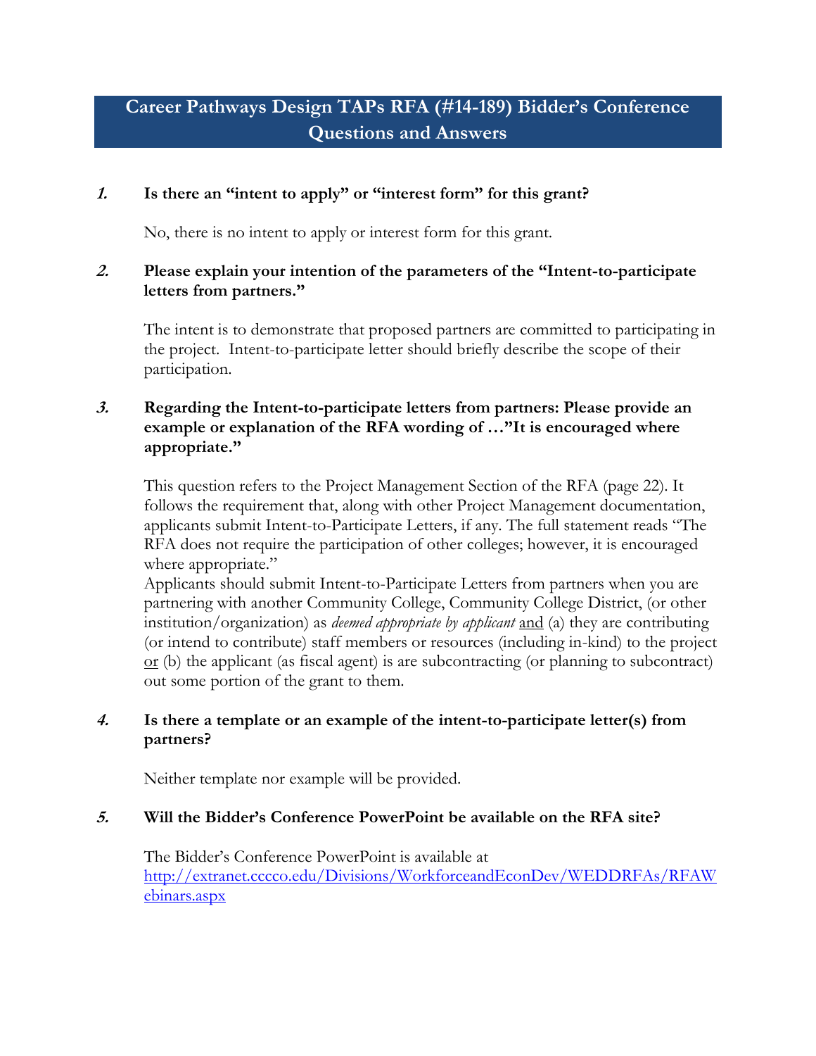# Career Pathways Design TAPs RFA (#14-189) Bidder's Conference Questions and Answers

***1.*** **Is there an "intent to apply" or "interest form" for this grant?**

No, there is no intent to apply or interest form for this grant.

***2.*** **Please explain your intention of the parameters of the "Intent-to-participate letters from partners."**

The intent is to demonstrate that proposed partners are committed to participating in the project. Intent-to-participate letter should briefly describe the scope of their participation.

***3.*** **Regarding the Intent-to-participate letters from partners: Please provide an example or explanation of the RFA wording of …"It is encouraged where appropriate."**

This question refers to the Project Management Section of the RFA (page 22). It follows the requirement that, along with other Project Management documentation, applicants submit Intent-to-Participate Letters, if any. The full statement reads "The RFA does not require the participation of other colleges; however, it is encouraged where appropriate."

Applicants should submit Intent-to-Participate Letters from partners when you are partnering with another Community College, Community College District, (or other institution/organization) as *deemed appropriate by applicant* <u>and</u> (a) they are contributing (or intend to contribute) staff members or resources (including in-kind) to the project <u>or</u> (b) the applicant (as fiscal agent) is are subcontracting (or planning to subcontract) out some portion of the grant to them.

***4.*** **Is there a template or an example of the intent-to-participate letter(s) from partners?**

Neither template nor example will be provided.

***5.*** **Will the Bidder's Conference PowerPoint be available on the RFA site?**

The Bidder's Conference PowerPoint is available at [http://extranet.cccco.edu/Divisions/WorkforceandEconDev/WEDDRFAs/RFAWebinars.aspx](http://extranet.cccco.edu/Divisions/WorkforceandEconDev/WEDDRFAs/RFAWebinars.aspx)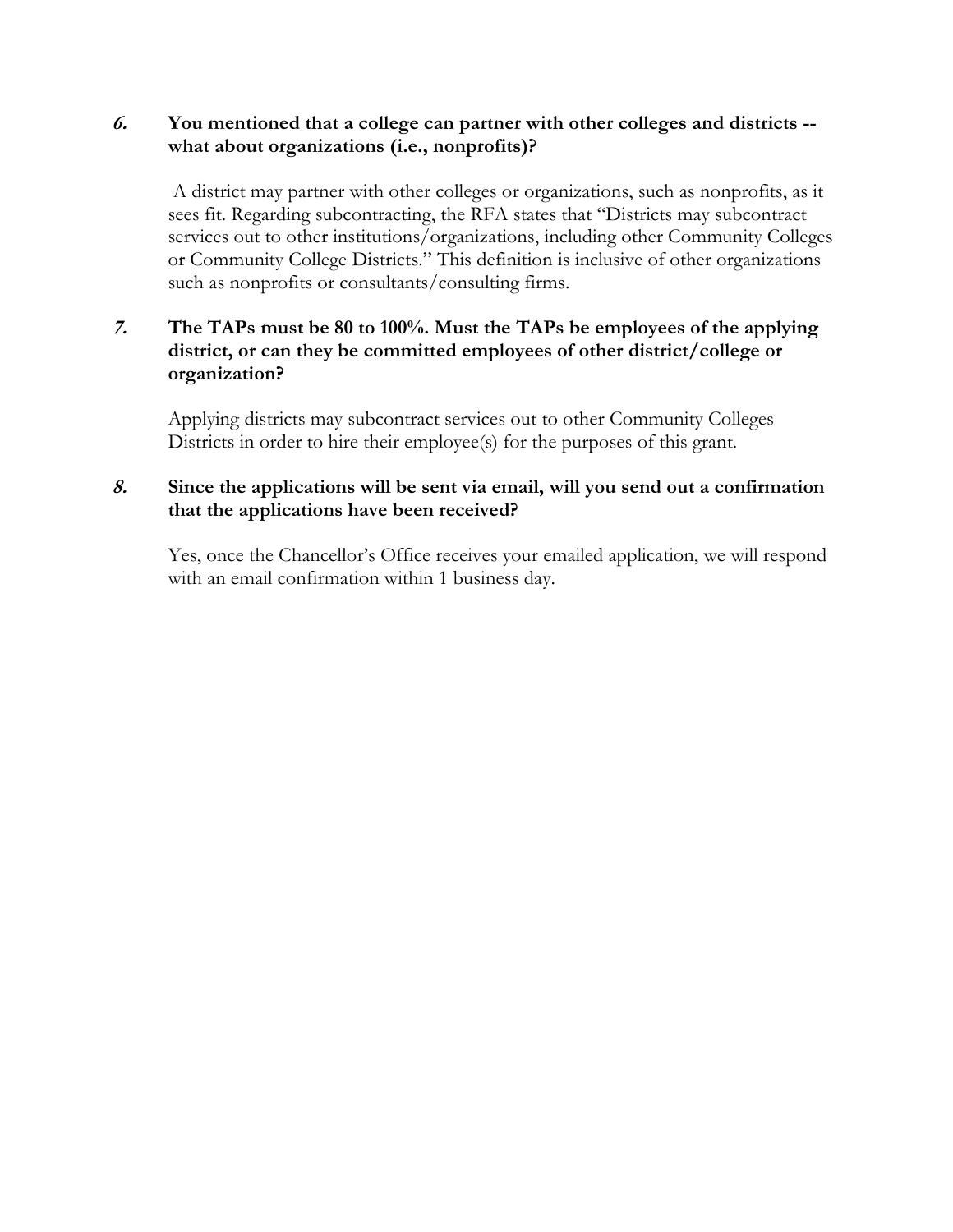***6.*** **You mentioned that a college can partner with other colleges and districts -- what about organizations (i.e., nonprofits)?**

A district may partner with other colleges or organizations, such as nonprofits, as it sees fit. Regarding subcontracting, the RFA states that "Districts may subcontract services out to other institutions/organizations, including other Community Colleges or Community College Districts." This definition is inclusive of other organizations such as nonprofits or consultants/consulting firms.

***7.*** **The TAPs must be 80 to 100%. Must the TAPs be employees of the applying district, or can they be committed employees of other district/college or organization?**

Applying districts may subcontract services out to other Community Colleges Districts in order to hire their employee(s) for the purposes of this grant.

***8.*** **Since the applications will be sent via email, will you send out a confirmation that the applications have been received?**

Yes, once the Chancellor's Office receives your emailed application, we will respond with an email confirmation within 1 business day.